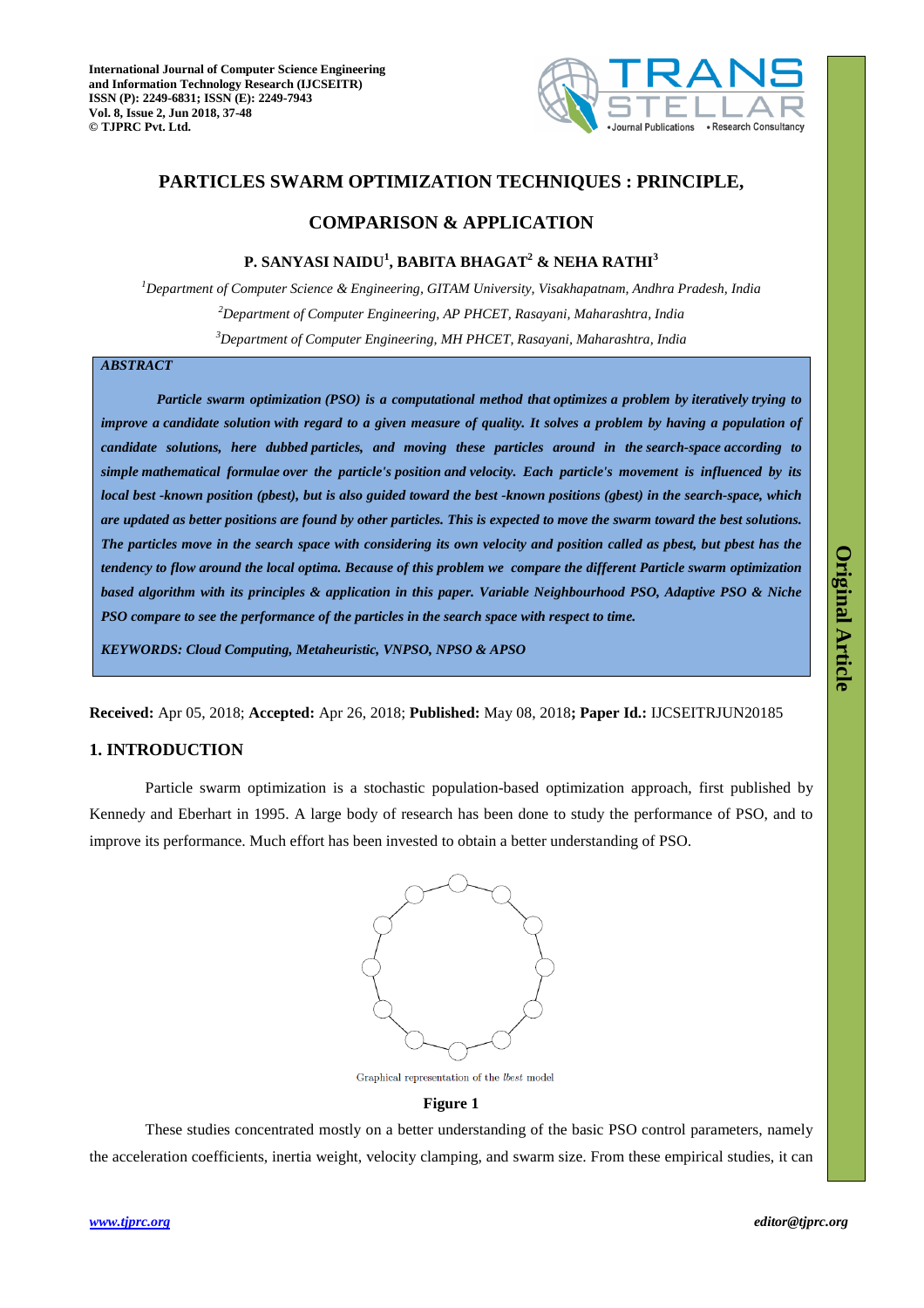# PARTICLES SWARM OPTIMIZATION TECHNIQUES : PRINCIPLE, COMPARISON & APPLICATION

**P. SANYASI NAIDU[1], BABITA BHAGAT[2] & NEHA RATHI[3]**

*[1]Department of Computer Science & Engineering, GITAM University, Visakhapatnam, Andhra Pradesh, India*

*[2]Department of Computer Engineering, AP PHCET, Rasayani, Maharashtra, India*

*[3]Department of Computer Engineering, MH PHCET, Rasayani, Maharashtra, India*

***ABSTRACT***

***Particle swarm optimization (PSO) is a computational method that optimizes a problem by iteratively trying to improve a candidate solution with regard to a given measure of quality. It solves a problem by having a population of candidate solutions, here dubbed particles, and moving these particles around in the search-space according to simple mathematical formulae over the particle's position and velocity. Each particle's movement is influenced by its local best -known position (pbest), but is also guided toward the best -known positions (gbest) in the search-space, which are updated as better positions are found by other particles. This is expected to move the swarm toward the best solutions. The particles move in the search space with considering its own velocity and position called as pbest, but pbest has the tendency to flow around the local optima. Because of this problem we compare the different Particle swarm optimization based algorithm with its principles & application in this paper. Variable Neighbourhood PSO, Adaptive PSO & Niche PSO compare to see the performance of the particles in the search space with respect to time.***

***KEYWORDS: Cloud Computing, Metaheuristic, VNPSO, NPSO & APSO***

**Received:** Apr 05, 2018; **Accepted:** Apr 26, 2018; **Published:** May 08, 2018**; Paper Id.:** IJCSEITRJUN20185

## 1. INTRODUCTION

Particle swarm optimization is a stochastic population-based optimization approach, first published by Kennedy and Eberhart in 1995. A large body of research has been done to study the performance of PSO, and to improve its performance. Much effort has been invested to obtain a better understanding of PSO.

Graphical representation of the *lbest* model

**Figure 1**

These studies concentrated mostly on a better understanding of the basic PSO control parameters, namely the acceleration coefficients, inertia weight, velocity clamping, and swarm size. From these empirical studies, it can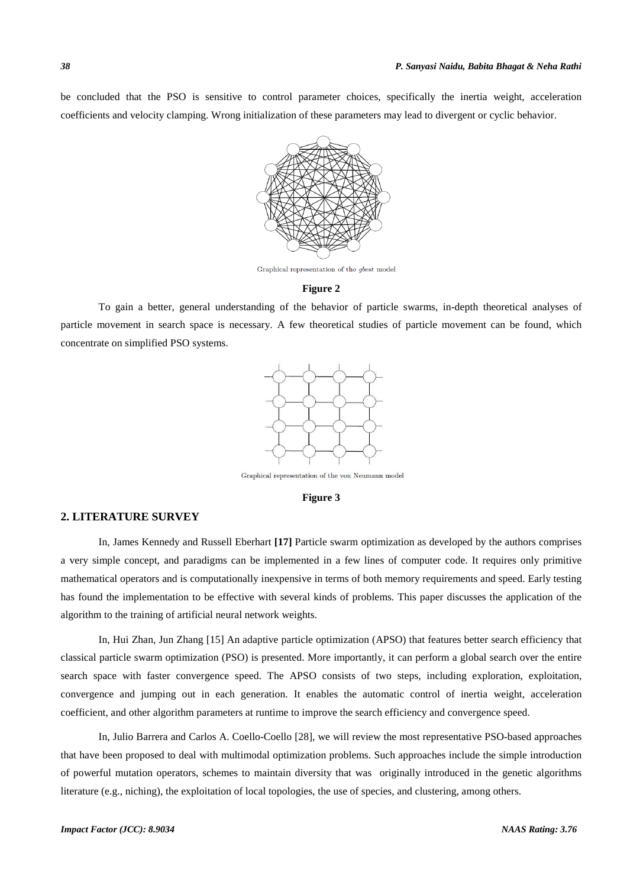be concluded that the PSO is sensitive to control parameter choices, specifically the inertia weight, acceleration coefficients and velocity clamping. Wrong initialization of these parameters may lead to divergent or cyclic behavior.

Graphical representation of the *gbest* model

**Figure 2**

To gain a better, general understanding of the behavior of particle swarms, in-depth theoretical analyses of particle movement in search space is necessary. A few theoretical studies of particle movement can be found, which concentrate on simplified PSO systems.

Graphical representation of the von Neumann model

**Figure 3**

## 2. LITERATURE SURVEY

In, James Kennedy and Russell Eberhart **[17]** Particle swarm optimization as developed by the authors comprises a very simple concept, and paradigms can be implemented in a few lines of computer code. It requires only primitive mathematical operators and is computationally inexpensive in terms of both memory requirements and speed. Early testing has found the implementation to be effective with several kinds of problems. This paper discusses the application of the algorithm to the training of artificial neural network weights.

In, Hui Zhan, Jun Zhang [15] An adaptive particle optimization (APSO) that features better search efficiency that classical particle swarm optimization (PSO) is presented. More importantly, it can perform a global search over the entire search space with faster convergence speed. The APSO consists of two steps, including exploration, exploitation, convergence and jumping out in each generation. It enables the automatic control of inertia weight, acceleration coefficient, and other algorithm parameters at runtime to improve the search efficiency and convergence speed.

In, Julio Barrera and Carlos A. Coello-Coello [28], we will review the most representative PSO-based approaches that have been proposed to deal with multimodal optimization problems. Such approaches include the simple introduction of powerful mutation operators, schemes to maintain diversity that was originally introduced in the genetic algorithms literature (e.g., niching), the exploitation of local topologies, the use of species, and clustering, among others.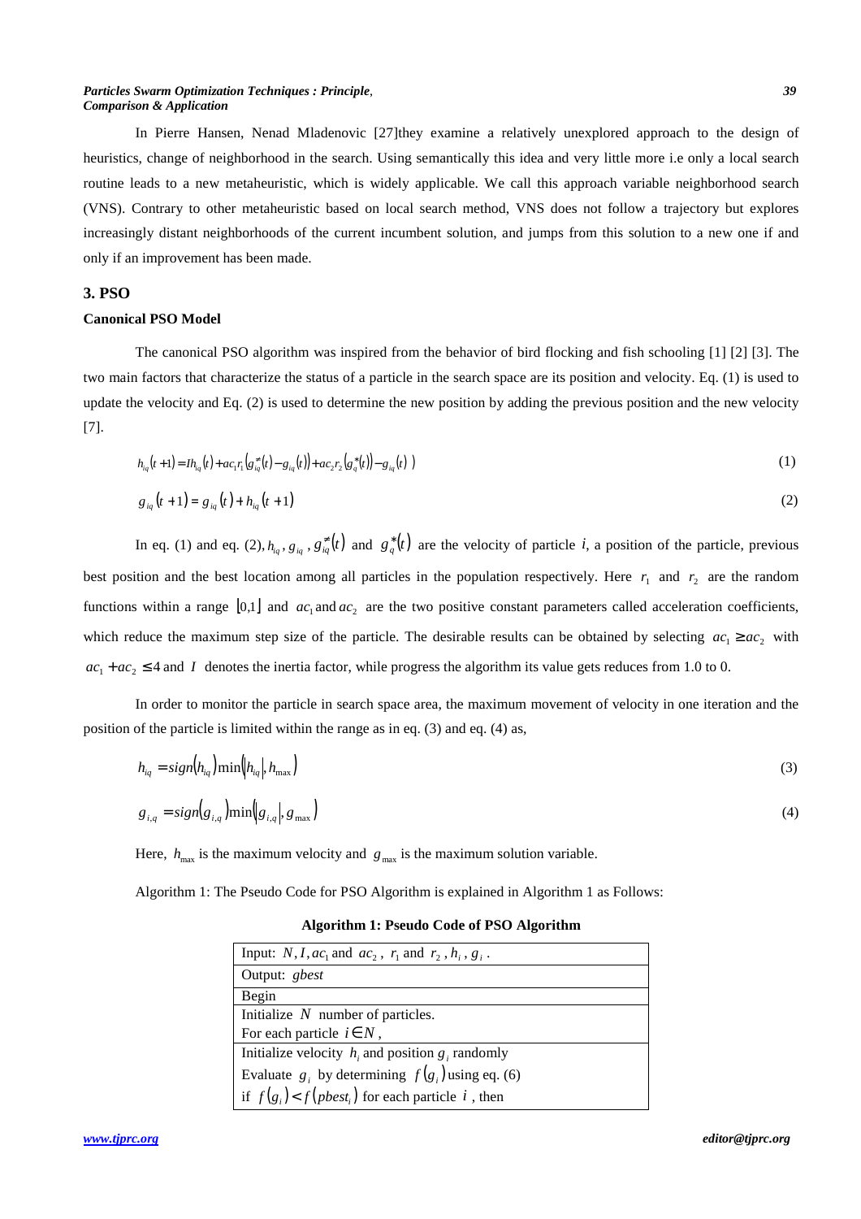In Pierre Hansen, Nenad Mladenovic [27]they examine a relatively unexplored approach to the design of heuristics, change of neighborhood in the search. Using semantically this idea and very little more i.e only a local search routine leads to a new metaheuristic, which is widely applicable. We call this approach variable neighborhood search (VNS). Contrary to other metaheuristic based on local search method, VNS does not follow a trajectory but explores increasingly distant neighborhoods of the current incumbent solution, and jumps from this solution to a new one if and only if an improvement has been made.

## 3. PSO

### Canonical PSO Model

The canonical PSO algorithm was inspired from the behavior of bird flocking and fish schooling [1] [2] [3]. The two main factors that characterize the status of a particle in the search space are its position and velocity. Eq. (1) is used to update the velocity and Eq. (2) is used to determine the new position by adding the previous position and the new velocity [7].

$$h_{iq}(t+1) = Ih_{iq}(t) + ac_1 r_1 \left(g_{iq}^{\neq}(t) - g_{iq}(t)\right) + ac_2 r_2 \left(g_q^{*}(t)\right) - g_{iq}(t)\ ) \tag{1}$$

$$g_{iq}(t+1) = g_{iq}(t) + h_{iq}(t+1) \tag{2}$$

In eq. (1) and eq. (2), $h_{iq}$, $g_{iq}$, $g_{iq}^{\neq}(t)$ and $g_q^{*}(t)$ are the velocity of particle $i$, a position of the particle, previous best position and the best location among all particles in the population respectively. Here $r_1$ and $r_2$ are the random functions within a range $[0,1]$ and $ac_1$ and $ac_2$ are the two positive constant parameters called acceleration coefficients, which reduce the maximum step size of the particle. The desirable results can be obtained by selecting $ac_1 \geq ac_2$ with $ac_1 + ac_2 \leq 4$ and $I$ denotes the inertia factor, while progress the algorithm its value gets reduces from 1.0 to 0.

In order to monitor the particle in search space area, the maximum movement of velocity in one iteration and the position of the particle is limited within the range as in eq. (3) and eq. (4) as,

$$h_{iq} = sign(h_{iq}) \min(|h_{iq}|, h_{\max}) \tag{3}$$

$$g_{i,q} = sign(g_{i,q}) \min(|g_{i,q}|, g_{\max}) \tag{4}$$

Here, $h_{\max}$ is the maximum velocity and $g_{\max}$ is the maximum solution variable.

Algorithm 1: The Pseudo Code for PSO Algorithm is explained in Algorithm 1 as Follows:

**Algorithm 1: Pseudo Code of PSO Algorithm**

| Input: $N, I, ac_1$ and $ac_2$, $r_1$ and $r_2$, $h_i$, $g_i$. |
|---|
| Output: *gbest* |
| Begin |
| Initialize $N$ number of particles.<br>For each particle $i \in N$, |
| Initialize velocity $h_i$ and position $g_i$ randomly<br>Evaluate $g_i$ by determining $f(g_i)$ using eq. (6)<br>if $f(g_i) < f(pbest_i)$ for each particle $i$, then |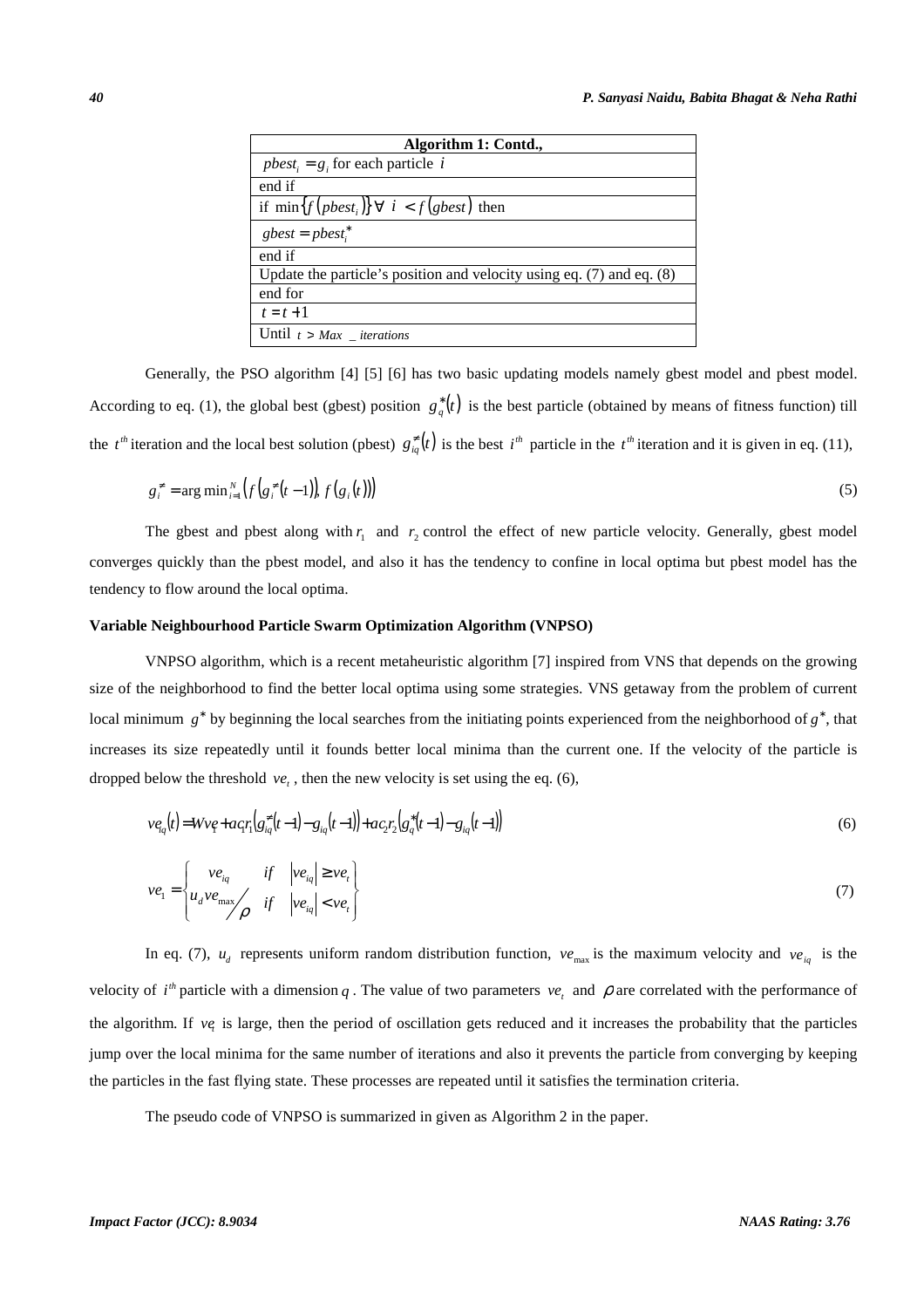| Algorithm 1: Contd., |
| --- |
| $pbest_i = g_i$ for each particle $i$ |
| end if |
| if $\min\{f(pbest_i)\} \forall\ i < f(gbest)$ then |
| $gbest = pbest_i^*$ |
| end if |
| Update the particle's position and velocity using eq. (7) and eq. (8) |
| end for |
| $t = t + 1$ |
| Until $t > Max\ \_iterations$ |

Generally, the PSO algorithm [4] [5] [6] has two basic updating models namely gbest model and pbest model. According to eq. (1), the global best (gbest) position $g_q^*(t)$ is the best particle (obtained by means of fitness function) till the $t^{th}$ iteration and the local best solution (pbest) $g_{iq}^{\neq}(t)$ is the best $i^{th}$ particle in the $t^{th}$ iteration and it is given in eq. (11),

$$g_i^{\neq} = \arg\min_{i=1}^{N}\left(f\left(g_i^{\neq}(t-1)\right), f\left(g_i(t)\right)\right) \tag{5}$$

The gbest and pbest along with $r_1$ and $r_2$ control the effect of new particle velocity. Generally, gbest model converges quickly than the pbest model, and also it has the tendency to confine in local optima but pbest model has the tendency to flow around the local optima.

**Variable Neighbourhood Particle Swarm Optimization Algorithm (VNPSO)**

VNPSO algorithm, which is a recent metaheuristic algorithm [7] inspired from VNS that depends on the growing size of the neighborhood to find the better local optima using some strategies. VNS getaway from the problem of current local minimum $g^*$ by beginning the local searches from the initiating points experienced from the neighborhood of $g^*$, that increases its size repeatedly until it founds better local minima than the current one. If the velocity of the particle is dropped below the threshold $ve_t$, then the new velocity is set using the eq. (6),

$$ve_{iq}(t) = Wve_1 + ac_1r_1\left(g_{iq}^{\neq}(t-1) - g_{iq}(t-1)\right) + ac_2r_2\left(g_q^*(t-1) - g_{iq}(t-1)\right) \tag{6}$$

$$ve_1 = \begin{Bmatrix} ve_{iq} & if & |ve_{iq}| \geq ve_t \\ u_d ve_{\max}/\rho & if & |ve_{iq}| < ve_t \end{Bmatrix} \tag{7}$$

In eq. (7), $u_d$ represents uniform random distribution function, $ve_{\max}$ is the maximum velocity and $ve_{iq}$ is the velocity of $i^{th}$ particle with a dimension $q$. The value of two parameters $ve_t$ and $\rho$ are correlated with the performance of the algorithm. If $ve_t$ is large, then the period of oscillation gets reduced and it increases the probability that the particles jump over the local minima for the same number of iterations and also it prevents the particle from converging by keeping the particles in the fast flying state. These processes are repeated until it satisfies the termination criteria.

The pseudo code of VNPSO is summarized in given as Algorithm 2 in the paper.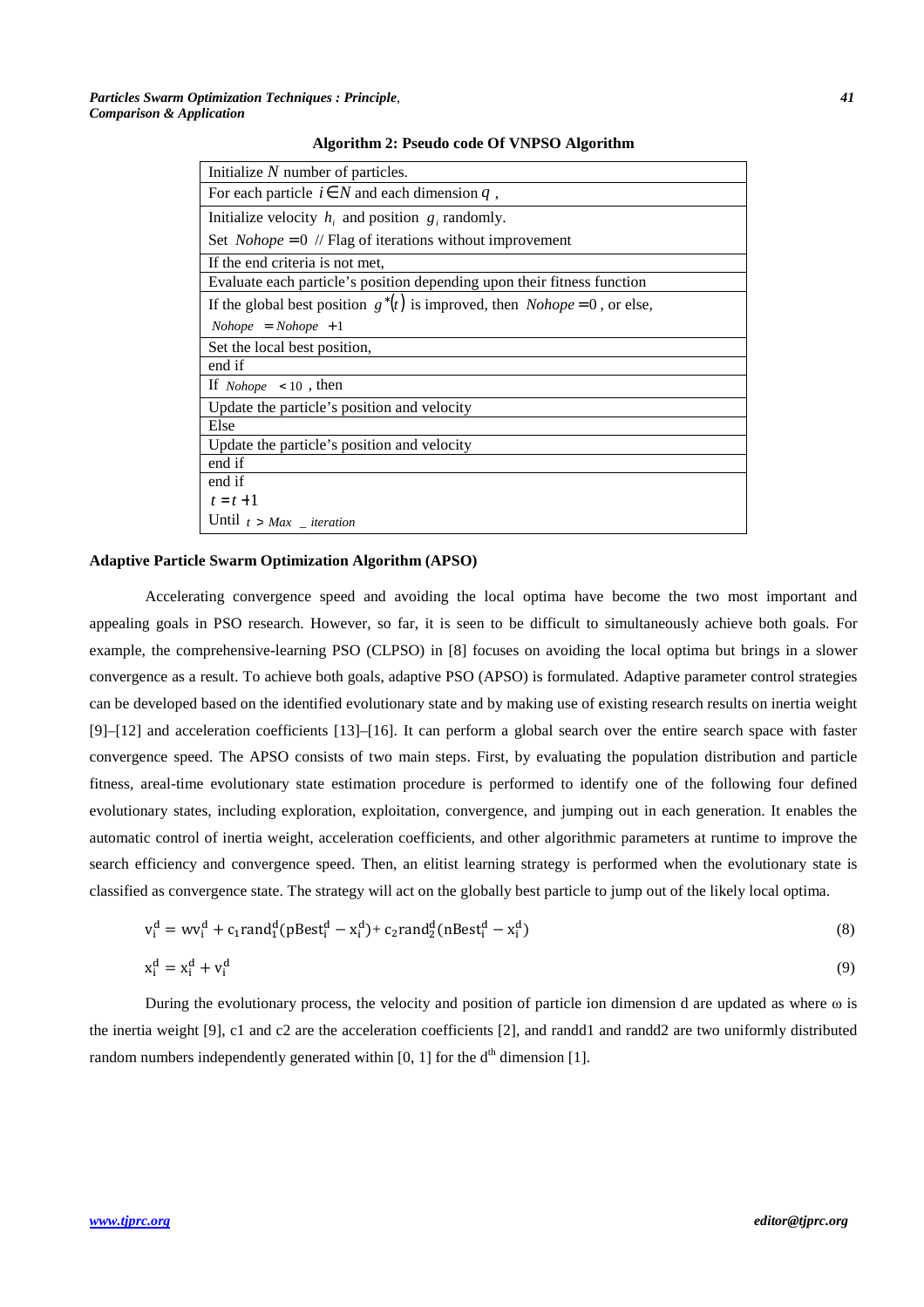**Algorithm 2: Pseudo code Of VNPSO Algorithm**

| Initialize $N$ number of particles. |
|---|
| For each particle $i \in N$ and each dimension $q$ , |
| Initialize velocity $h_i$ and position $g_i$ randomly.<br>Set $Nohope = 0$ // Flag of iterations without improvement |
| If the end criteria is not met, |
| Evaluate each particle's position depending upon their fitness function |
| If the global best position $g^*(t)$ is improved, then $Nohope = 0$ , or else,<br>$Nohope = Nohope + 1$ |
| Set the local best position, |
| end if |
| If $Nohope < 10$ , then |
| Update the particle's position and velocity |
| Else |
| Update the particle's position and velocity |
| end if |
| end if<br>$t = t + 1$<br>Until $t > Max\_iteration$ |

**Adaptive Particle Swarm Optimization Algorithm (APSO)**

Accelerating convergence speed and avoiding the local optima have become the two most important and appealing goals in PSO research. However, so far, it is seen to be difficult to simultaneously achieve both goals. For example, the comprehensive-learning PSO (CLPSO) in [8] focuses on avoiding the local optima but brings in a slower convergence as a result. To achieve both goals, adaptive PSO (APSO) is formulated. Adaptive parameter control strategies can be developed based on the identified evolutionary state and by making use of existing research results on inertia weight [9]–[12] and acceleration coefficients [13]–[16]. It can perform a global search over the entire search space with faster convergence speed. The APSO consists of two main steps. First, by evaluating the population distribution and particle fitness, areal-time evolutionary state estimation procedure is performed to identify one of the following four defined evolutionary states, including exploration, exploitation, convergence, and jumping out in each generation. It enables the automatic control of inertia weight, acceleration coefficients, and other algorithmic parameters at runtime to improve the search efficiency and convergence speed. Then, an elitist learning strategy is performed when the evolutionary state is classified as convergence state. The strategy will act on the globally best particle to jump out of the likely local optima.

$$v_i^d = wv_i^d + c_1 rand_1^d (pBest_i^d - x_i^d) + c_2 rand_2^d (nBest_i^d - x_i^d) \tag{8}$$

$$x_i^d = x_i^d + v_i^d \tag{9}$$

During the evolutionary process, the velocity and position of particle ion dimension d are updated as where ω is the inertia weight [9], c1 and c2 are the acceleration coefficients [2], and randd1 and randd2 are two uniformly distributed random numbers independently generated within [0, 1] for the $d^{th}$ dimension [1].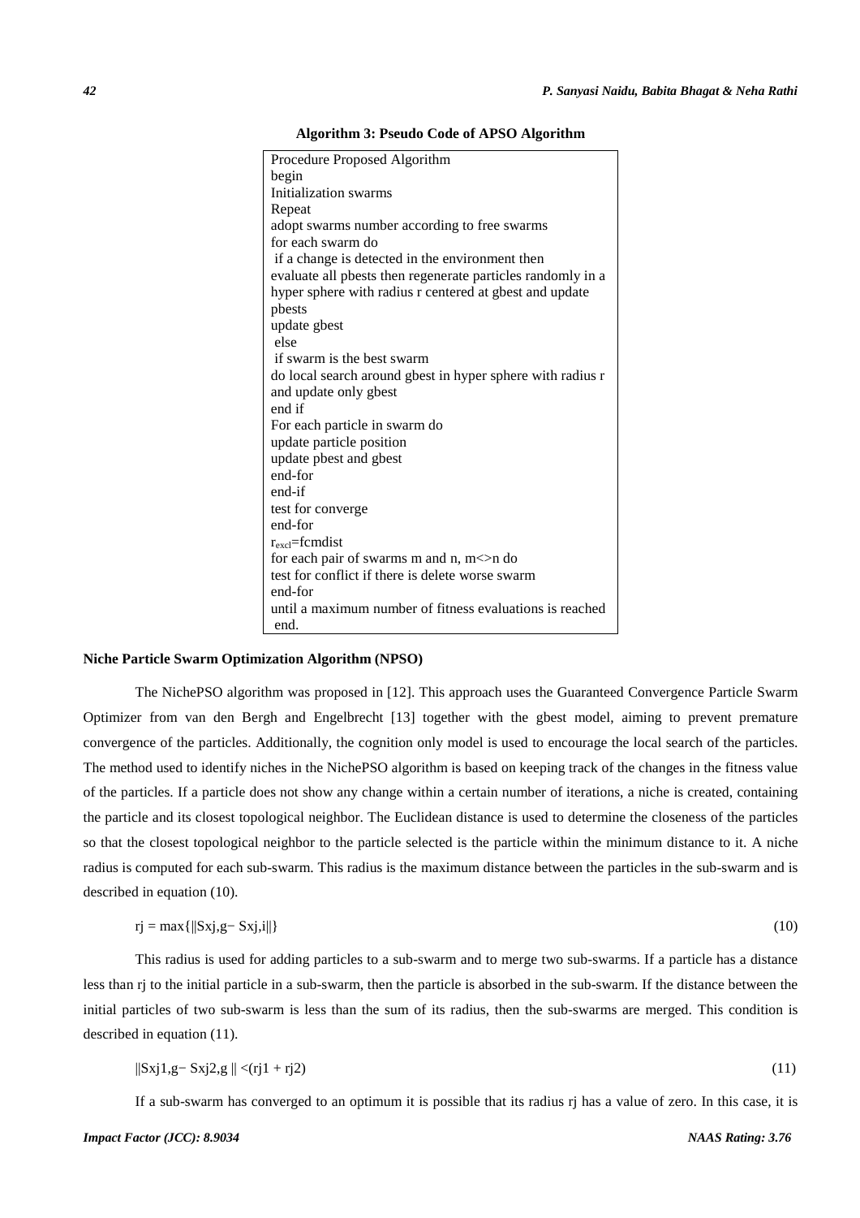**Algorithm 3: Pseudo Code of APSO Algorithm**

```
Procedure Proposed Algorithm
begin
Initialization swarms
Repeat
adopt swarms number according to free swarms
for each swarm do
 if a change is detected in the environment then
evaluate all pbests then regenerate particles randomly in a
hyper sphere with radius r centered at gbest and update
pbests
update gbest
 else
 if swarm is the best swarm
do local search around gbest in hyper sphere with radius r
and update only gbest
end if
For each particle in swarm do
update particle position
update pbest and gbest
end-for
end-if
test for converge
end-for
r_excl=fcmdist
for each pair of swarms m and n, m<>n do
test for conflict if there is delete worse swarm
end-for
until a maximum number of fitness evaluations is reached
 end.
```

**Niche Particle Swarm Optimization Algorithm (NPSO)**

The NichePSO algorithm was proposed in [12]. This approach uses the Guaranteed Convergence Particle Swarm Optimizer from van den Bergh and Engelbrecht [13] together with the gbest model, aiming to prevent premature convergence of the particles. Additionally, the cognition only model is used to encourage the local search of the particles. The method used to identify niches in the NichePSO algorithm is based on keeping track of the changes in the fitness value of the particles. If a particle does not show any change within a certain number of iterations, a niche is created, containing the particle and its closest topological neighbor. The Euclidean distance is used to determine the closeness of the particles so that the closest topological neighbor to the particle selected is the particle within the minimum distance to it. A niche radius is computed for each sub-swarm. This radius is the maximum distance between the particles in the sub-swarm and is described in equation (10).

$$r_j = \max\{\|S_{xj,g} - S_{xj,i}\|\} \tag{10}$$

This radius is used for adding particles to a sub-swarm and to merge two sub-swarms. If a particle has a distance less than $r_j$ to the initial particle in a sub-swarm, then the particle is absorbed in the sub-swarm. If the distance between the initial particles of two sub-swarm is less than the sum of its radius, then the sub-swarms are merged. This condition is described in equation (11).

$$\|S_{xj1,g} - S_{xj2,g}\| < (r_{j1} + r_{j2}) \tag{11}$$

If a sub-swarm has converged to an optimum it is possible that its radius $r_j$ has a value of zero. In this case, it is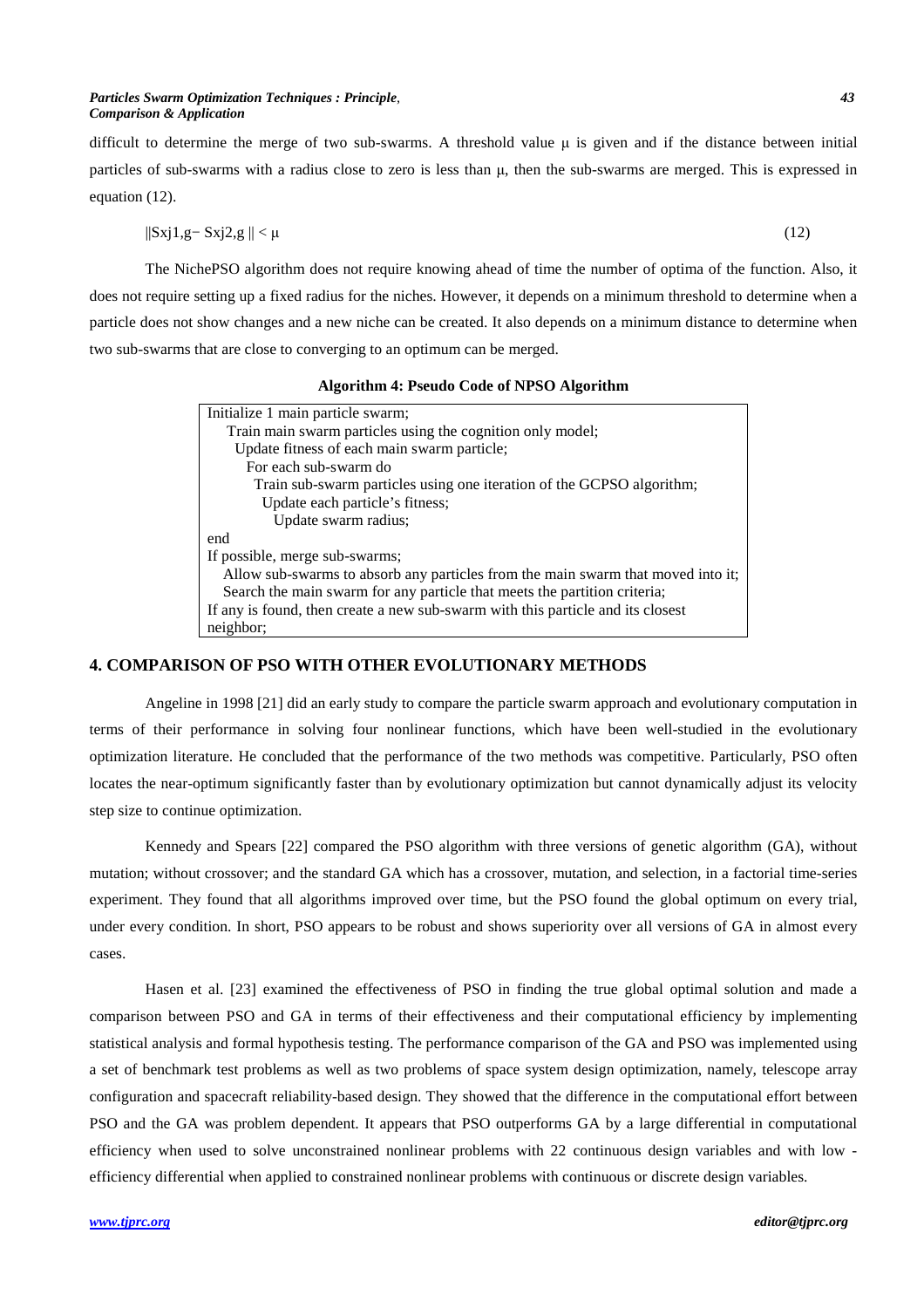difficult to determine the merge of two sub-swarms. A threshold value μ is given and if the distance between initial particles of sub-swarms with a radius close to zero is less than μ, then the sub-swarms are merged. This is expressed in equation (12).

$$\|S_{xj1,g} - S_{xj2,g}\| < \mu \tag{12}$$

The NichePSO algorithm does not require knowing ahead of time the number of optima of the function. Also, it does not require setting up a fixed radius for the niches. However, it depends on a minimum threshold to determine when a particle does not show changes and a new niche can be created. It also depends on a minimum distance to determine when two sub-swarms that are close to converging to an optimum can be merged.

**Algorithm 4: Pseudo Code of NPSO Algorithm**

```
Initialize 1 main particle swarm;
   Train main swarm particles using the cognition only model;
    Update fitness of each main swarm particle;
     For each sub-swarm do
      Train sub-swarm particles using one iteration of the GCPSO algorithm;
       Update each particle's fitness;
        Update swarm radius;
end
If possible, merge sub-swarms;
  Allow sub-swarms to absorb any particles from the main swarm that moved into it;
  Search the main swarm for any particle that meets the partition criteria;
If any is found, then create a new sub-swarm with this particle and its closest
neighbor;
```

## 4. COMPARISON OF PSO WITH OTHER EVOLUTIONARY METHODS

Angeline in 1998 [21] did an early study to compare the particle swarm approach and evolutionary computation in terms of their performance in solving four nonlinear functions, which have been well-studied in the evolutionary optimization literature. He concluded that the performance of the two methods was competitive. Particularly, PSO often locates the near-optimum significantly faster than by evolutionary optimization but cannot dynamically adjust its velocity step size to continue optimization.

Kennedy and Spears [22] compared the PSO algorithm with three versions of genetic algorithm (GA), without mutation; without crossover; and the standard GA which has a crossover, mutation, and selection, in a factorial time-series experiment. They found that all algorithms improved over time, but the PSO found the global optimum on every trial, under every condition. In short, PSO appears to be robust and shows superiority over all versions of GA in almost every cases.

Hasen et al. [23] examined the effectiveness of PSO in finding the true global optimal solution and made a comparison between PSO and GA in terms of their effectiveness and their computational efficiency by implementing statistical analysis and formal hypothesis testing. The performance comparison of the GA and PSO was implemented using a set of benchmark test problems as well as two problems of space system design optimization, namely, telescope array configuration and spacecraft reliability-based design. They showed that the difference in the computational effort between PSO and the GA was problem dependent. It appears that PSO outperforms GA by a large differential in computational efficiency when used to solve unconstrained nonlinear problems with 22 continuous design variables and with low - efficiency differential when applied to constrained nonlinear problems with continuous or discrete design variables.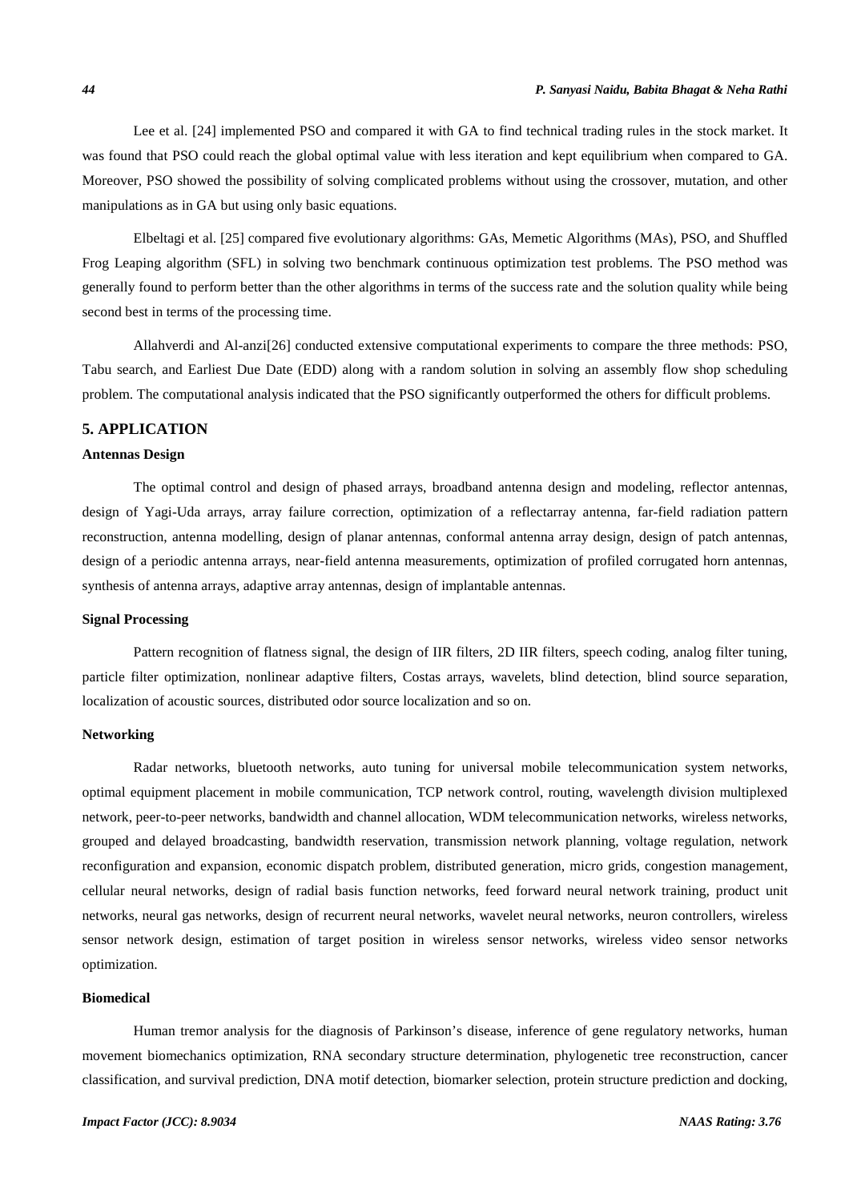Lee et al. [24] implemented PSO and compared it with GA to find technical trading rules in the stock market. It was found that PSO could reach the global optimal value with less iteration and kept equilibrium when compared to GA. Moreover, PSO showed the possibility of solving complicated problems without using the crossover, mutation, and other manipulations as in GA but using only basic equations.

Elbeltagi et al. [25] compared five evolutionary algorithms: GAs, Memetic Algorithms (MAs), PSO, and Shuffled Frog Leaping algorithm (SFL) in solving two benchmark continuous optimization test problems. The PSO method was generally found to perform better than the other algorithms in terms of the success rate and the solution quality while being second best in terms of the processing time.

Allahverdi and Al-anzi[26] conducted extensive computational experiments to compare the three methods: PSO, Tabu search, and Earliest Due Date (EDD) along with a random solution in solving an assembly flow shop scheduling problem. The computational analysis indicated that the PSO significantly outperformed the others for difficult problems.

## 5. APPLICATION

**Antennas Design**

The optimal control and design of phased arrays, broadband antenna design and modeling, reflector antennas, design of Yagi-Uda arrays, array failure correction, optimization of a reflectarray antenna, far-field radiation pattern reconstruction, antenna modelling, design of planar antennas, conformal antenna array design, design of patch antennas, design of a periodic antenna arrays, near-field antenna measurements, optimization of profiled corrugated horn antennas, synthesis of antenna arrays, adaptive array antennas, design of implantable antennas.

**Signal Processing**

Pattern recognition of flatness signal, the design of IIR filters, 2D IIR filters, speech coding, analog filter tuning, particle filter optimization, nonlinear adaptive filters, Costas arrays, wavelets, blind detection, blind source separation, localization of acoustic sources, distributed odor source localization and so on.

**Networking**

Radar networks, bluetooth networks, auto tuning for universal mobile telecommunication system networks, optimal equipment placement in mobile communication, TCP network control, routing, wavelength division multiplexed network, peer-to-peer networks, bandwidth and channel allocation, WDM telecommunication networks, wireless networks, grouped and delayed broadcasting, bandwidth reservation, transmission network planning, voltage regulation, network reconfiguration and expansion, economic dispatch problem, distributed generation, micro grids, congestion management, cellular neural networks, design of radial basis function networks, feed forward neural network training, product unit networks, neural gas networks, design of recurrent neural networks, wavelet neural networks, neuron controllers, wireless sensor network design, estimation of target position in wireless sensor networks, wireless video sensor networks optimization.

**Biomedical**

Human tremor analysis for the diagnosis of Parkinson's disease, inference of gene regulatory networks, human movement biomechanics optimization, RNA secondary structure determination, phylogenetic tree reconstruction, cancer classification, and survival prediction, DNA motif detection, biomarker selection, protein structure prediction and docking,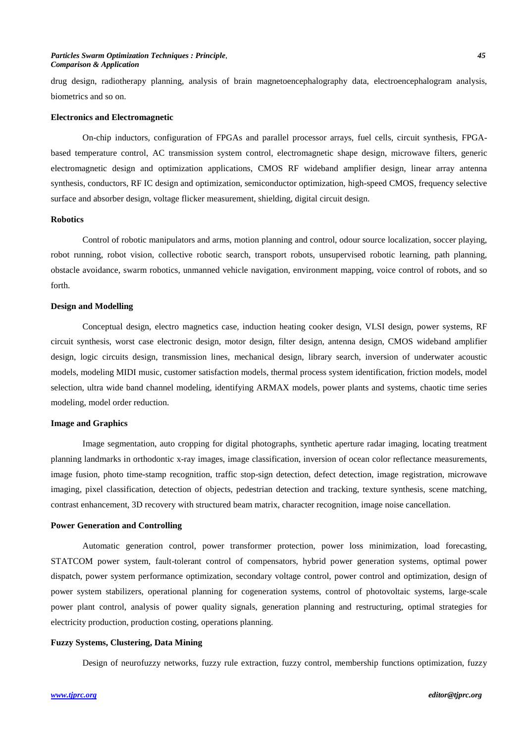drug design, radiotherapy planning, analysis of brain magnetoencephalography data, electroencephalogram analysis, biometrics and so on.

**Electronics and Electromagnetic**

On-chip inductors, configuration of FPGAs and parallel processor arrays, fuel cells, circuit synthesis, FPGA-based temperature control, AC transmission system control, electromagnetic shape design, microwave filters, generic electromagnetic design and optimization applications, CMOS RF wideband amplifier design, linear array antenna synthesis, conductors, RF IC design and optimization, semiconductor optimization, high-speed CMOS, frequency selective surface and absorber design, voltage flicker measurement, shielding, digital circuit design.

**Robotics**

Control of robotic manipulators and arms, motion planning and control, odour source localization, soccer playing, robot running, robot vision, collective robotic search, transport robots, unsupervised robotic learning, path planning, obstacle avoidance, swarm robotics, unmanned vehicle navigation, environment mapping, voice control of robots, and so forth.

**Design and Modelling**

Conceptual design, electro magnetics case, induction heating cooker design, VLSI design, power systems, RF circuit synthesis, worst case electronic design, motor design, filter design, antenna design, CMOS wideband amplifier design, logic circuits design, transmission lines, mechanical design, library search, inversion of underwater acoustic models, modeling MIDI music, customer satisfaction models, thermal process system identification, friction models, model selection, ultra wide band channel modeling, identifying ARMAX models, power plants and systems, chaotic time series modeling, model order reduction.

**Image and Graphics**

Image segmentation, auto cropping for digital photographs, synthetic aperture radar imaging, locating treatment planning landmarks in orthodontic x-ray images, image classification, inversion of ocean color reflectance measurements, image fusion, photo time-stamp recognition, traffic stop-sign detection, defect detection, image registration, microwave imaging, pixel classification, detection of objects, pedestrian detection and tracking, texture synthesis, scene matching, contrast enhancement, 3D recovery with structured beam matrix, character recognition, image noise cancellation.

**Power Generation and Controlling**

Automatic generation control, power transformer protection, power loss minimization, load forecasting, STATCOM power system, fault-tolerant control of compensators, hybrid power generation systems, optimal power dispatch, power system performance optimization, secondary voltage control, power control and optimization, design of power system stabilizers, operational planning for cogeneration systems, control of photovoltaic systems, large-scale power plant control, analysis of power quality signals, generation planning and restructuring, optimal strategies for electricity production, production costing, operations planning.

**Fuzzy Systems, Clustering, Data Mining**

Design of neurofuzzy networks, fuzzy rule extraction, fuzzy control, membership functions optimization, fuzzy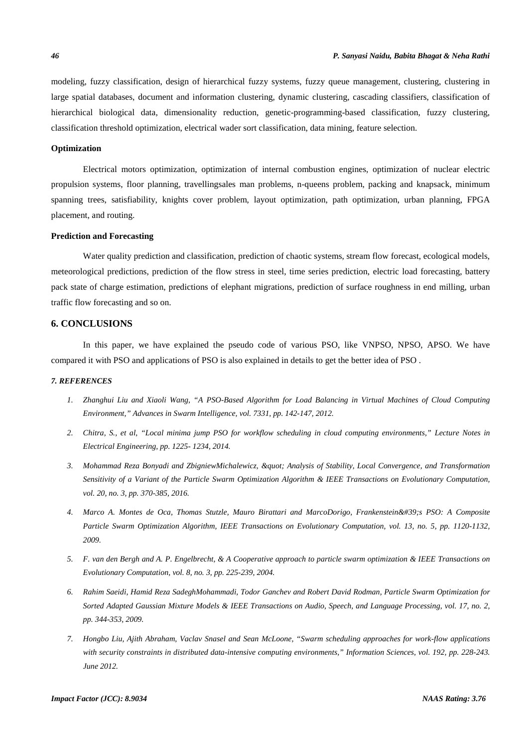modeling, fuzzy classification, design of hierarchical fuzzy systems, fuzzy queue management, clustering, clustering in large spatial databases, document and information clustering, dynamic clustering, cascading classifiers, classification of hierarchical biological data, dimensionality reduction, genetic-programming-based classification, fuzzy clustering, classification threshold optimization, electrical wader sort classification, data mining, feature selection.

**Optimization**

Electrical motors optimization, optimization of internal combustion engines, optimization of nuclear electric propulsion systems, floor planning, travellingsales man problems, n-queens problem, packing and knapsack, minimum spanning trees, satisfiability, knights cover problem, layout optimization, path optimization, urban planning, FPGA placement, and routing.

**Prediction and Forecasting**

Water quality prediction and classification, prediction of chaotic systems, stream flow forecast, ecological models, meteorological predictions, prediction of the flow stress in steel, time series prediction, electric load forecasting, battery pack state of charge estimation, predictions of elephant migrations, prediction of surface roughness in end milling, urban traffic flow forecasting and so on.

## 6. CONCLUSIONS

In this paper, we have explained the pseudo code of various PSO, like VNPSO, NPSO, APSO. We have compared it with PSO and applications of PSO is also explained in details to get the better idea of PSO .

### *7. REFERENCES*

1. *Zhanghui Liu and Xiaoli Wang, "A PSO-Based Algorithm for Load Balancing in Virtual Machines of Cloud Computing Environment," Advances in Swarm Intelligence, vol. 7331, pp. 142-147, 2012.*
2. *Chitra, S., et al, "Local minima jump PSO for workflow scheduling in cloud computing environments," Lecture Notes in Electrical Engineering, pp. 1225- 1234, 2014.*
3. *Mohammad Reza Bonyadi and ZbigniewMichalewicz, &quot; Analysis of Stability, Local Convergence, and Transformation Sensitivity of a Variant of the Particle Swarm Optimization Algorithm & IEEE Transactions on Evolutionary Computation, vol. 20, no. 3, pp. 370-385, 2016.*
4. *Marco A. Montes de Oca, Thomas Stutzle, Mauro Birattari and MarcoDorigo, Frankenstein&#39;s PSO: A Composite Particle Swarm Optimization Algorithm, IEEE Transactions on Evolutionary Computation, vol. 13, no. 5, pp. 1120-1132, 2009.*
5. *F. van den Bergh and A. P. Engelbrecht, & A Cooperative approach to particle swarm optimization & IEEE Transactions on Evolutionary Computation, vol. 8, no. 3, pp. 225-239, 2004.*
6. *Rahim Saeidi, Hamid Reza SadeghMohammadi, Todor Ganchev and Robert David Rodman, Particle Swarm Optimization for Sorted Adapted Gaussian Mixture Models & IEEE Transactions on Audio, Speech, and Language Processing, vol. 17, no. 2, pp. 344-353, 2009.*
7. *Hongbo Liu, Ajith Abraham, Vaclav Snasel and Sean McLoone, "Swarm scheduling approaches for work-flow applications with security constraints in distributed data-intensive computing environments," Information Sciences, vol. 192, pp. 228-243. June 2012.*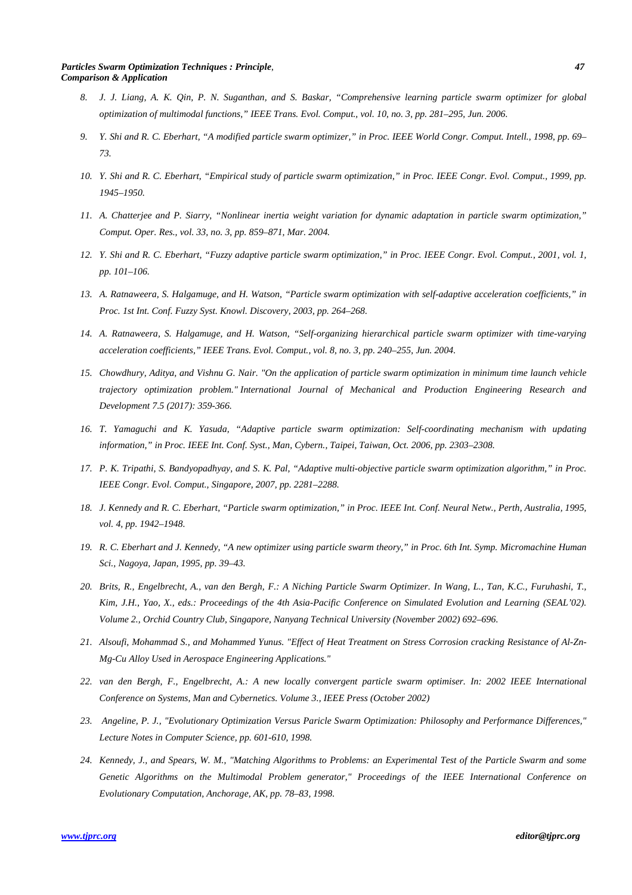8. *J. J. Liang, A. K. Qin, P. N. Suganthan, and S. Baskar, "Comprehensive learning particle swarm optimizer for global optimization of multimodal functions," IEEE Trans. Evol. Comput., vol. 10, no. 3, pp. 281–295, Jun. 2006.*
9. *Y. Shi and R. C. Eberhart, "A modified particle swarm optimizer," in Proc. IEEE World Congr. Comput. Intell., 1998, pp. 69–73.*
10. *Y. Shi and R. C. Eberhart, "Empirical study of particle swarm optimization," in Proc. IEEE Congr. Evol. Comput., 1999, pp. 1945–1950.*
11. *A. Chatterjee and P. Siarry, "Nonlinear inertia weight variation for dynamic adaptation in particle swarm optimization," Comput. Oper. Res., vol. 33, no. 3, pp. 859–871, Mar. 2004.*
12. *Y. Shi and R. C. Eberhart, "Fuzzy adaptive particle swarm optimization," in Proc. IEEE Congr. Evol. Comput., 2001, vol. 1, pp. 101–106.*
13. *A. Ratnaweera, S. Halgamuge, and H. Watson, "Particle swarm optimization with self-adaptive acceleration coefficients," in Proc. 1st Int. Conf. Fuzzy Syst. Knowl. Discovery, 2003, pp. 264–268.*
14. *A. Ratnaweera, S. Halgamuge, and H. Watson, "Self-organizing hierarchical particle swarm optimizer with time-varying acceleration coefficients," IEEE Trans. Evol. Comput., vol. 8, no. 3, pp. 240–255, Jun. 2004.*
15. *Chowdhury, Aditya, and Vishnu G. Nair. "On the application of particle swarm optimization in minimum time launch vehicle trajectory optimization problem." International Journal of Mechanical and Production Engineering Research and Development 7.5 (2017): 359-366.*
16. *T. Yamaguchi and K. Yasuda, "Adaptive particle swarm optimization: Self-coordinating mechanism with updating information," in Proc. IEEE Int. Conf. Syst., Man, Cybern., Taipei, Taiwan, Oct. 2006, pp. 2303–2308.*
17. *P. K. Tripathi, S. Bandyopadhyay, and S. K. Pal, "Adaptive multi-objective particle swarm optimization algorithm," in Proc. IEEE Congr. Evol. Comput., Singapore, 2007, pp. 2281–2288.*
18. *J. Kennedy and R. C. Eberhart, "Particle swarm optimization," in Proc. IEEE Int. Conf. Neural Netw., Perth, Australia, 1995, vol. 4, pp. 1942–1948.*
19. *R. C. Eberhart and J. Kennedy, "A new optimizer using particle swarm theory," in Proc. 6th Int. Symp. Micromachine Human Sci., Nagoya, Japan, 1995, pp. 39–43.*
20. *Brits, R., Engelbrecht, A., van den Bergh, F.: A Niching Particle Swarm Optimizer. In Wang, L., Tan, K.C., Furuhashi, T., Kim, J.H., Yao, X., eds.: Proceedings of the 4th Asia-Pacific Conference on Simulated Evolution and Learning (SEAL'02). Volume 2., Orchid Country Club, Singapore, Nanyang Technical University (November 2002) 692–696.*
21. *Alsoufi, Mohammad S., and Mohammed Yunus. "Effect of Heat Treatment on Stress Corrosion cracking Resistance of Al-Zn-Mg-Cu Alloy Used in Aerospace Engineering Applications."*
22. *van den Bergh, F., Engelbrecht, A.: A new locally convergent particle swarm optimiser. In: 2002 IEEE International Conference on Systems, Man and Cybernetics. Volume 3., IEEE Press (October 2002)*
23. *Angeline, P. J., "Evolutionary Optimization Versus Paricle Swarm Optimization: Philosophy and Performance Differences," Lecture Notes in Computer Science, pp. 601-610, 1998.*
24. *Kennedy, J., and Spears, W. M., "Matching Algorithms to Problems: an Experimental Test of the Particle Swarm and some Genetic Algorithms on the Multimodal Problem generator," Proceedings of the IEEE International Conference on Evolutionary Computation, Anchorage, AK, pp. 78–83, 1998.*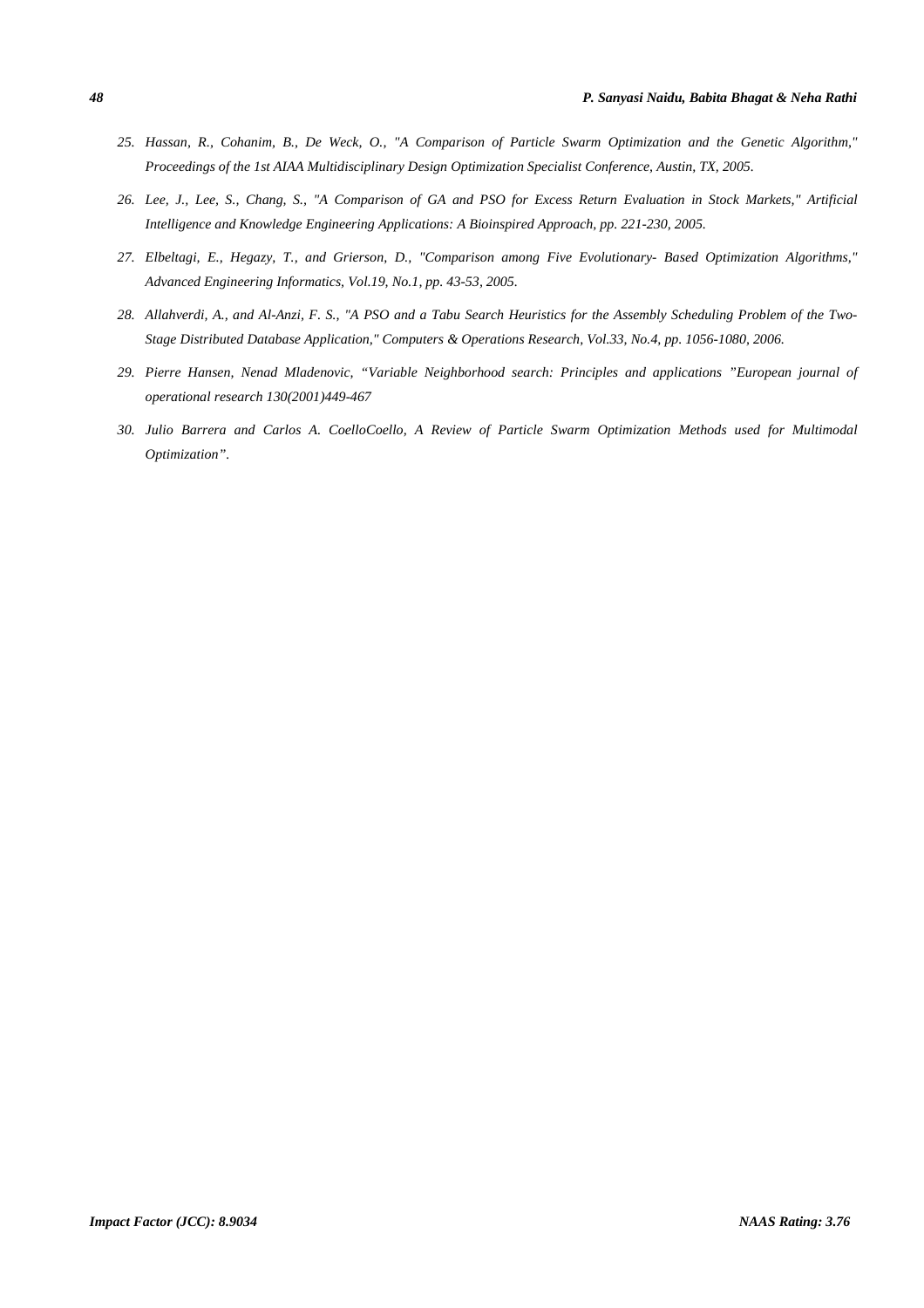25. *Hassan, R., Cohanim, B., De Weck, O., "A Comparison of Particle Swarm Optimization and the Genetic Algorithm," Proceedings of the 1st AIAA Multidisciplinary Design Optimization Specialist Conference, Austin, TX, 2005.*
26. *Lee, J., Lee, S., Chang, S., "A Comparison of GA and PSO for Excess Return Evaluation in Stock Markets," Artificial Intelligence and Knowledge Engineering Applications: A Bioinspired Approach, pp. 221-230, 2005.*
27. *Elbeltagi, E., Hegazy, T., and Grierson, D., "Comparison among Five Evolutionary- Based Optimization Algorithms," Advanced Engineering Informatics, Vol.19, No.1, pp. 43-53, 2005.*
28. *Allahverdi, A., and Al-Anzi, F. S., "A PSO and a Tabu Search Heuristics for the Assembly Scheduling Problem of the Two-Stage Distributed Database Application," Computers & Operations Research, Vol.33, No.4, pp. 1056-1080, 2006.*
29. *Pierre Hansen, Nenad Mladenovic, "Variable Neighborhood search: Principles and applications "European journal of operational research 130(2001)449-467*
30. *Julio Barrera and Carlos A. CoelloCoello, A Review of Particle Swarm Optimization Methods used for Multimodal Optimization".*